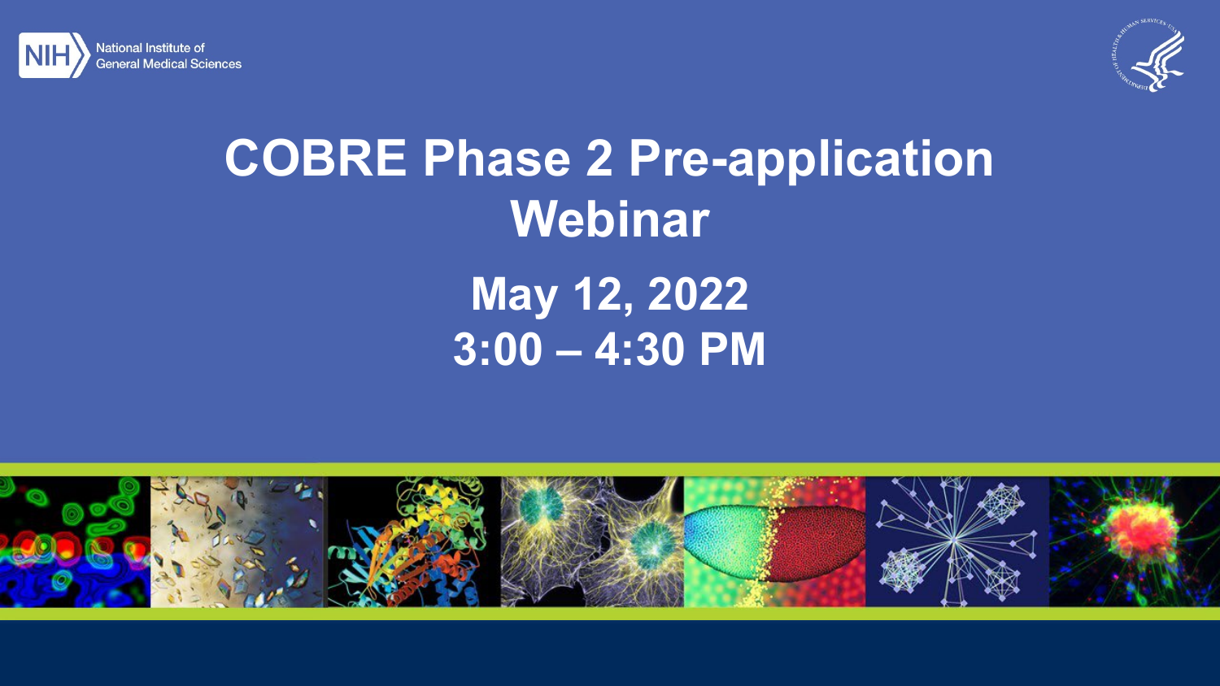NIH National Institute of General Medical Sciences

# COBRE Phase 2 Pre-application Webinar

## May 12, 2022
## 3:00 – 4:30 PM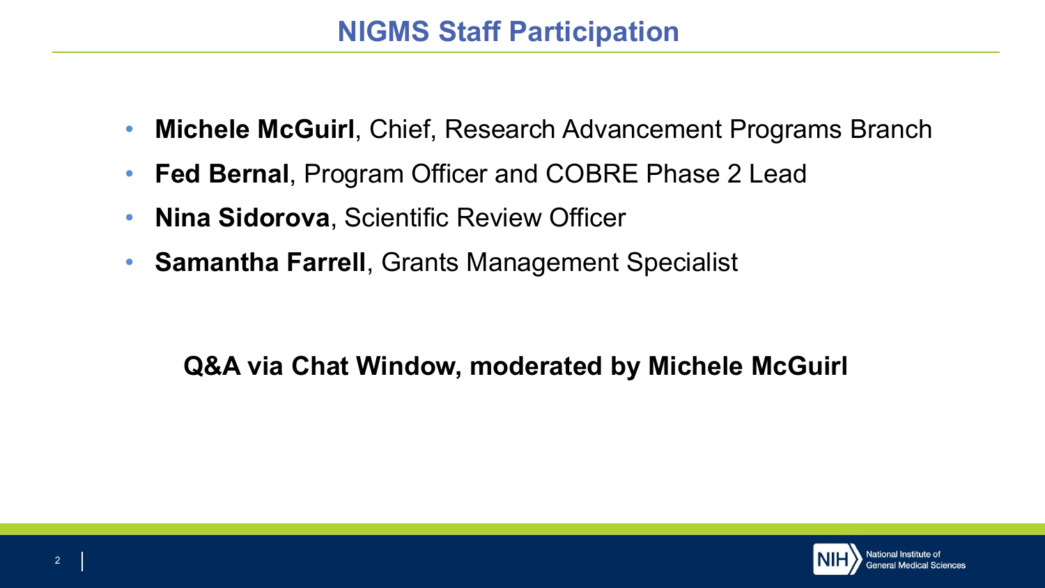# NIGMS Staff Participation

- **Michele McGuirl**, Chief, Research Advancement Programs Branch
- **Fed Bernal**, Program Officer and COBRE Phase 2 Lead
- **Nina Sidorova**, Scientific Review Officer
- **Samantha Farrell**, Grants Management Specialist

**Q&A via Chat Window, moderated by Michele McGuirl**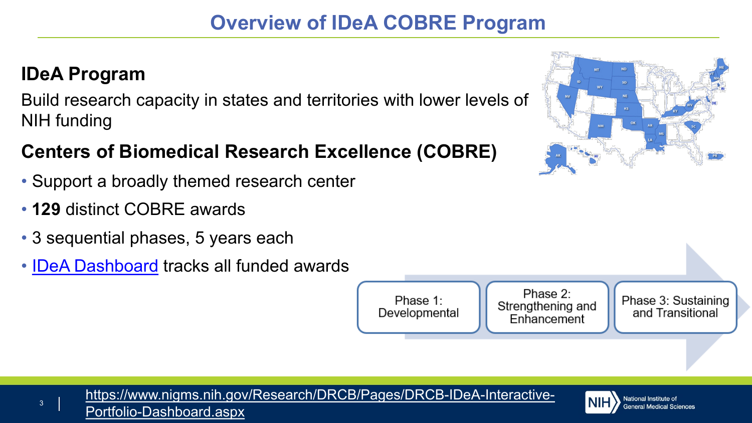# Overview of IDeA COBRE Program

## IDeA Program

Build research capacity in states and territories with lower levels of NIH funding

## Centers of Biomedical Research Excellence (COBRE)

- Support a broadly themed research center
- **129** distinct COBRE awards
- 3 sequential phases, 5 years each
- [IDeA Dashboard](https://www.nigms.nih.gov/Research/DRCB/Pages/DRCB-IDeA-Interactive-Portfolio-Dashboard.aspx) tracks all funded awards

Phase 1: Developmental → Phase 2: Strengthening and Enhancement → Phase 3: Sustaining and Transitional

https://www.nigms.nih.gov/Research/DRCB/Pages/DRCB-IDeA-Interactive-Portfolio-Dashboard.aspx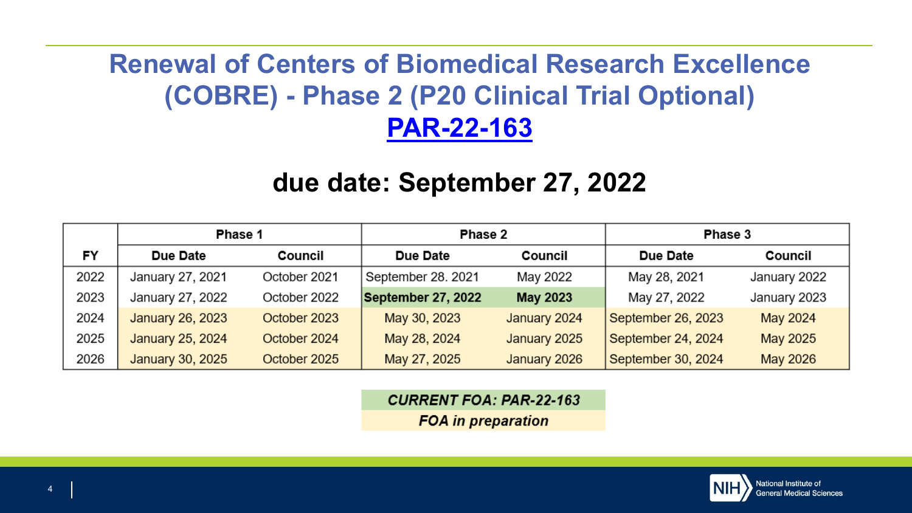# Renewal of Centers of Biomedical Research Excellence (COBRE) - Phase 2 (P20 Clinical Trial Optional)

## [PAR-22-163]

## due date: September 27, 2022

| FY | Phase 1 | | Phase 2 | | Phase 3 | |
|---|---|---|---|---|---|---|
| | **Due Date** | **Council** | **Due Date** | **Council** | **Due Date** | **Council** |
| 2022 | January 27, 2021 | October 2021 | September 28. 2021 | May 2022 | May 28, 2021 | January 2022 |
| 2023 | January 27, 2022 | October 2022 | **September 27, 2022** | **May 2023** | May 27, 2022 | January 2023 |
| 2024 | January 26, 2023 | October 2023 | May 30, 2023 | January 2024 | September 26, 2023 | May 2024 |
| 2025 | January 25, 2024 | October 2024 | May 28, 2024 | January 2025 | September 24, 2024 | May 2025 |
| 2026 | January 30, 2025 | October 2025 | May 27, 2025 | January 2026 | September 30, 2024 | May 2026 |

***CURRENT FOA: PAR-22-163***

***FOA in preparation***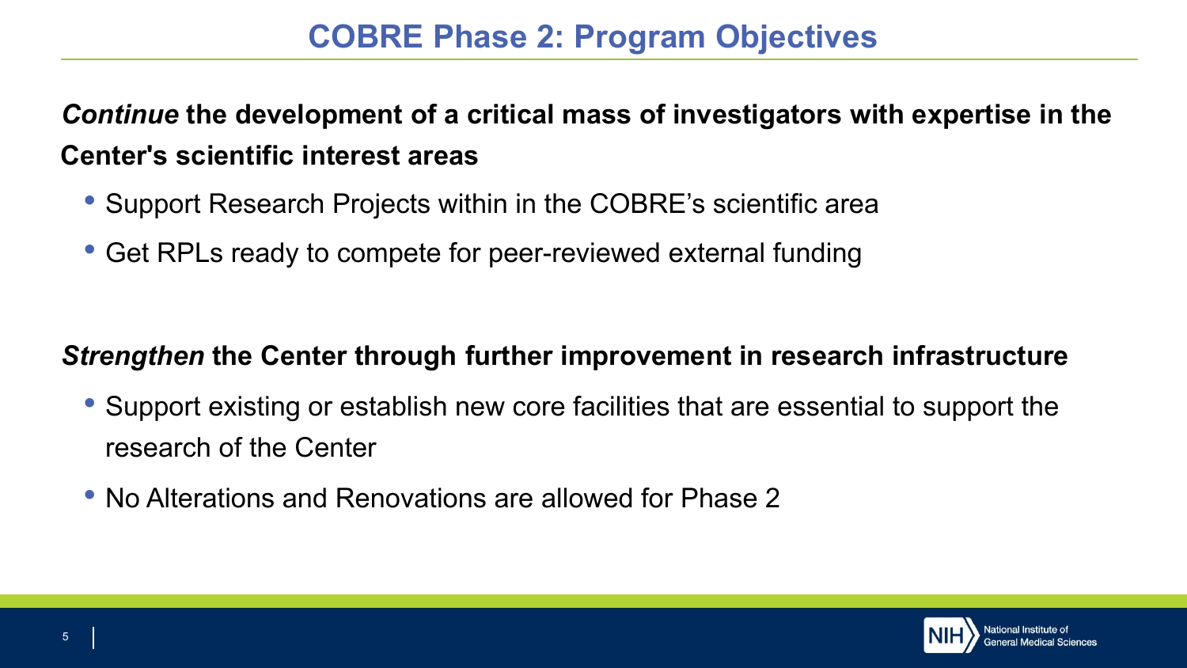# COBRE Phase 2: Program Objectives

***Continue*** **the development of a critical mass of investigators with expertise in the Center's scientific interest areas**

- Support Research Projects within in the COBRE's scientific area
- Get RPLs ready to compete for peer-reviewed external funding

***Strengthen*** **the Center through further improvement in research infrastructure**

- Support existing or establish new core facilities that are essential to support the research of the Center
- No Alterations and Renovations are allowed for Phase 2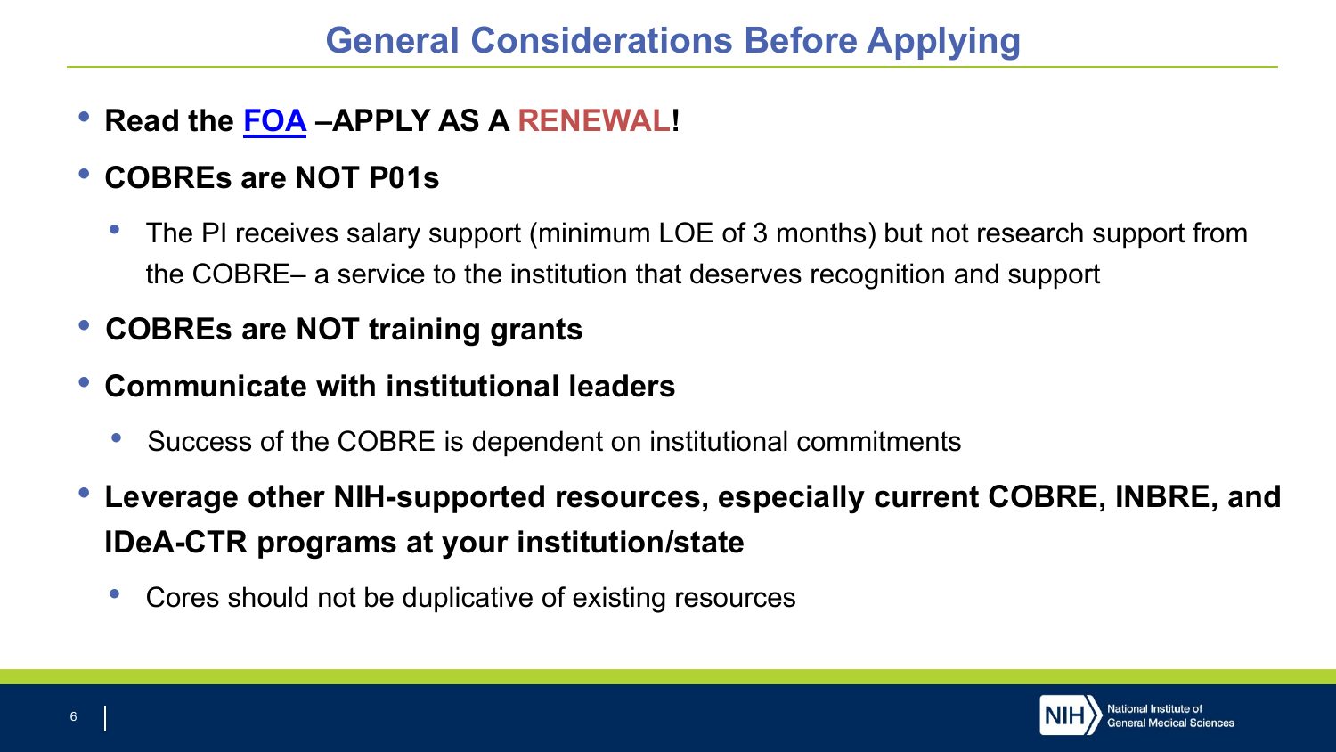# General Considerations Before Applying

- **Read the FOA –APPLY AS A RENEWAL!**
- **COBREs are NOT P01s**
  - The PI receives salary support (minimum LOE of 3 months) but not research support from the COBRE– a service to the institution that deserves recognition and support
- **COBREs are NOT training grants**
- **Communicate with institutional leaders**
  - Success of the COBRE is dependent on institutional commitments
- **Leverage other NIH-supported resources, especially current COBRE, INBRE, and IDeA-CTR programs at your institution/state**
  - Cores should not be duplicative of existing resources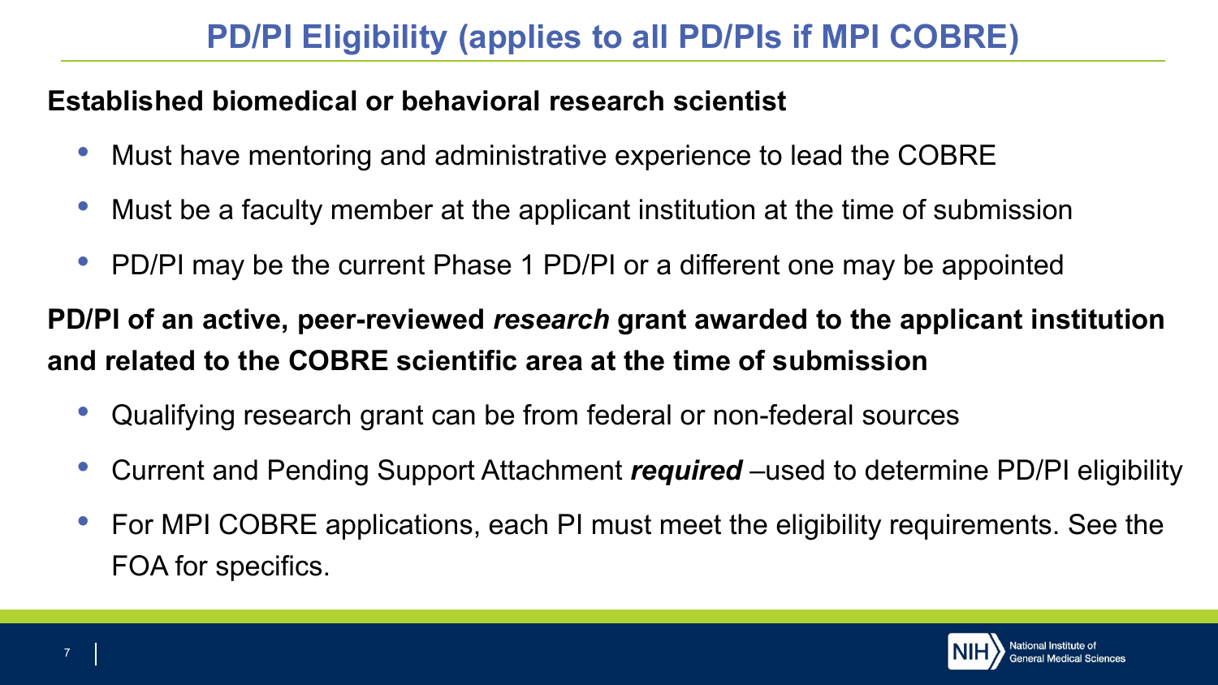# PD/PI Eligibility (applies to all PD/PIs if MPI COBRE)

**Established biomedical or behavioral research scientist**

- Must have mentoring and administrative experience to lead the COBRE
- Must be a faculty member at the applicant institution at the time of submission
- PD/PI may be the current Phase 1 PD/PI or a different one may be appointed

**PD/PI of an active, peer-reviewed *research* grant awarded to the applicant institution and related to the COBRE scientific area at the time of submission**

- Qualifying research grant can be from federal or non-federal sources
- Current and Pending Support Attachment ***required*** –used to determine PD/PI eligibility
- For MPI COBRE applications, each PI must meet the eligibility requirements. See the FOA for specifics.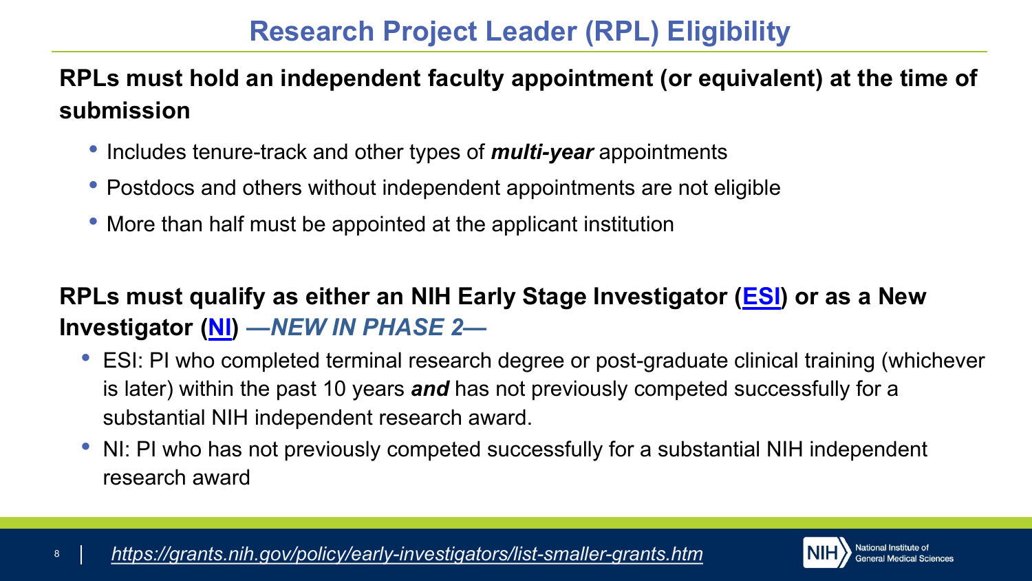# Research Project Leader (RPL) Eligibility

**RPLs must hold an independent faculty appointment (or equivalent) at the time of submission**

- Includes tenure-track and other types of ***multi-year*** appointments
- Postdocs and others without independent appointments are not eligible
- More than half must be appointed at the applicant institution

**RPLs must qualify as either an NIH Early Stage Investigator (ESI) or as a New Investigator (NI)** ***—NEW IN PHASE 2—***

- ESI: PI who completed terminal research degree or post-graduate clinical training (whichever is later) within the past 10 years ***and*** has not previously competed successfully for a substantial NIH independent research award.
- NI: PI who has not previously competed successfully for a substantial NIH independent research award

*https://grants.nih.gov/policy/early-investigators/list-smaller-grants.htm*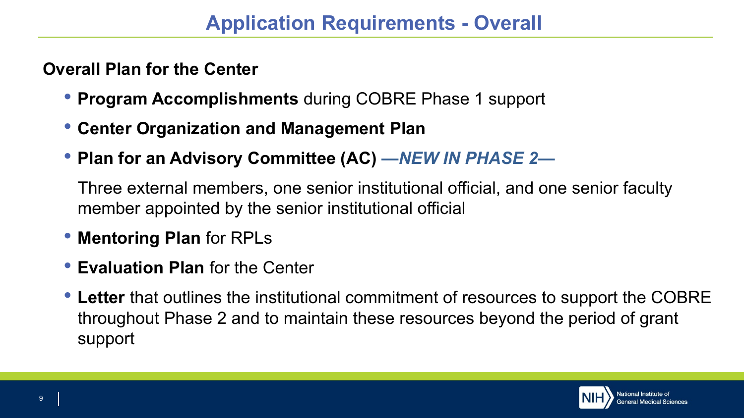# Application Requirements - Overall

**Overall Plan for the Center**

- **Program Accomplishments** during COBRE Phase 1 support
- **Center Organization and Management Plan**
- **Plan for an Advisory Committee (AC)** ***—NEW IN PHASE 2—***

  Three external members, one senior institutional official, and one senior faculty member appointed by the senior institutional official

- **Mentoring Plan** for RPLs
- **Evaluation Plan** for the Center
- **Letter** that outlines the institutional commitment of resources to support the COBRE throughout Phase 2 and to maintain these resources beyond the period of grant support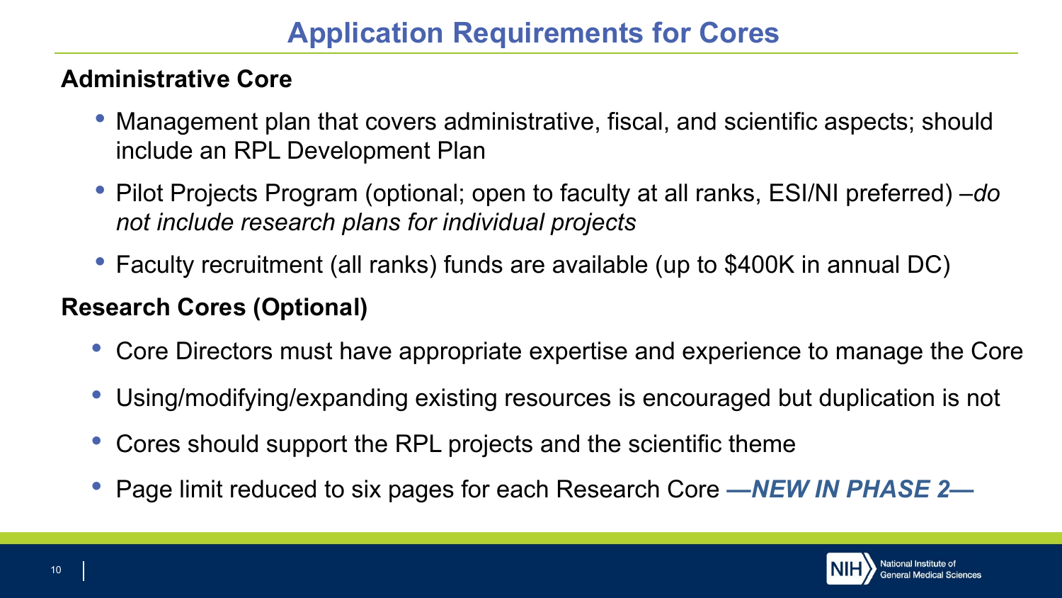# Application Requirements for Cores

## Administrative Core

- Management plan that covers administrative, fiscal, and scientific aspects; should include an RPL Development Plan
- Pilot Projects Program (optional; open to faculty at all ranks, ESI/NI preferred) *–do not include research plans for individual projects*
- Faculty recruitment (all ranks) funds are available (up to $400K in annual DC)

## Research Cores (Optional)

- Core Directors must have appropriate expertise and experience to manage the Core
- Using/modifying/expanding existing resources is encouraged but duplication is not
- Cores should support the RPL projects and the scientific theme
- Page limit reduced to six pages for each Research Core ***—NEW IN PHASE 2—***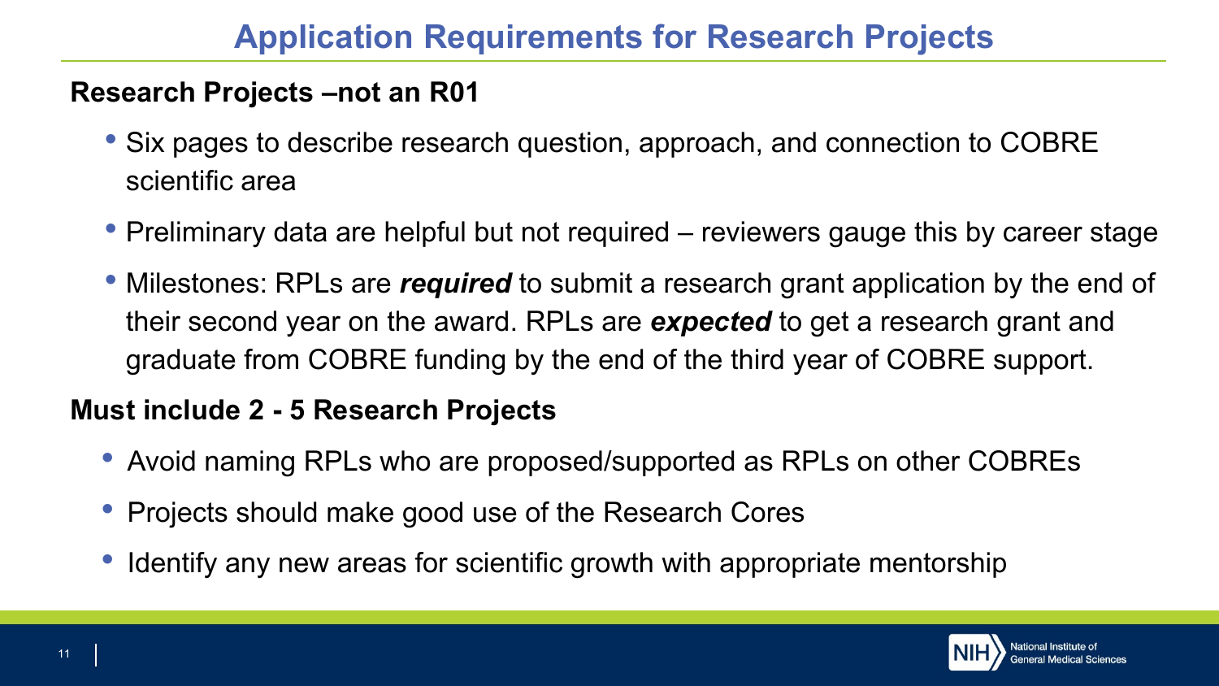# Application Requirements for Research Projects

## Research Projects –not an R01

- Six pages to describe research question, approach, and connection to COBRE scientific area
- Preliminary data are helpful but not required – reviewers gauge this by career stage
- Milestones: RPLs are ***required*** to submit a research grant application by the end of their second year on the award. RPLs are ***expected*** to get a research grant and graduate from COBRE funding by the end of the third year of COBRE support.

## Must include 2 - 5 Research Projects

- Avoid naming RPLs who are proposed/supported as RPLs on other COBREs
- Projects should make good use of the Research Cores
- Identify any new areas for scientific growth with appropriate mentorship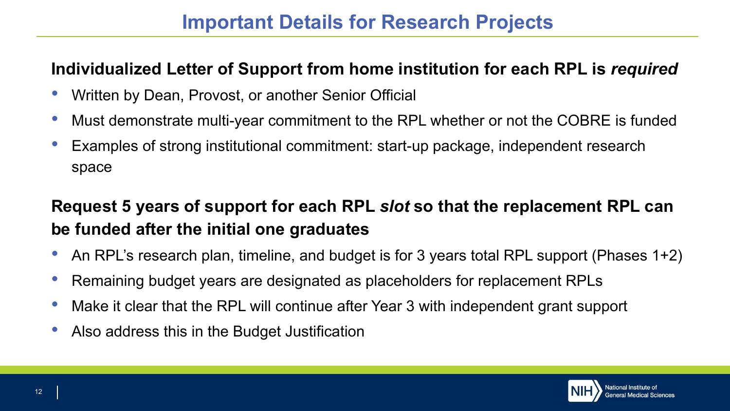# Important Details for Research Projects

**Individualized Letter of Support from home institution for each RPL is *required***

- Written by Dean, Provost, or another Senior Official
- Must demonstrate multi-year commitment to the RPL whether or not the COBRE is funded
- Examples of strong institutional commitment: start-up package, independent research space

**Request 5 years of support for each RPL *slot* so that the replacement RPL can be funded after the initial one graduates**

- An RPL's research plan, timeline, and budget is for 3 years total RPL support (Phases 1+2)
- Remaining budget years are designated as placeholders for replacement RPLs
- Make it clear that the RPL will continue after Year 3 with independent grant support
- Also address this in the Budget Justification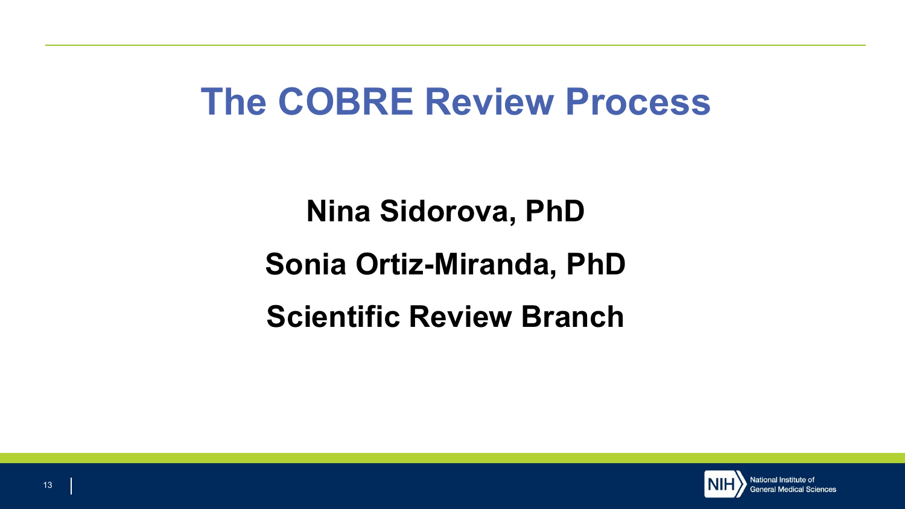# The COBRE Review Process

**Nina Sidorova, PhD**

**Sonia Ortiz-Miranda, PhD**

**Scientific Review Branch**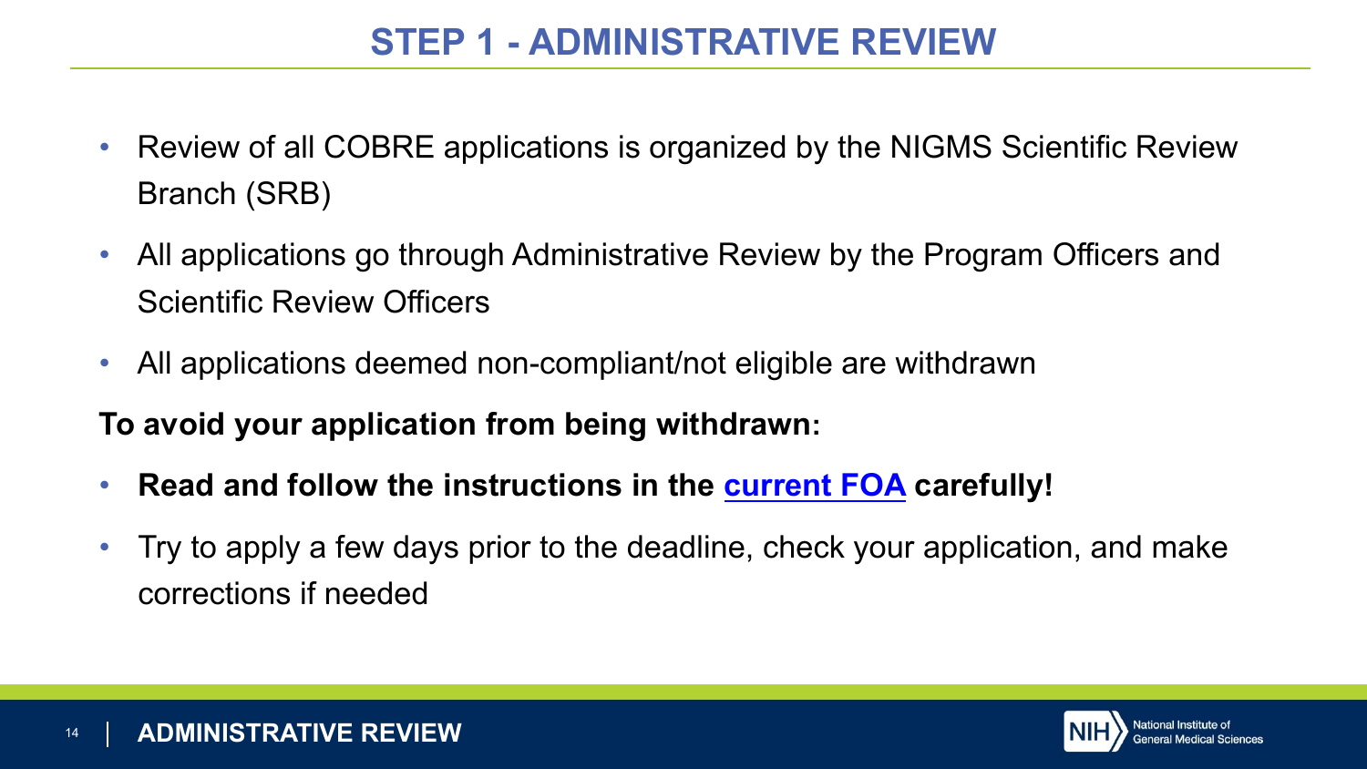# STEP 1 - ADMINISTRATIVE REVIEW

- Review of all COBRE applications is organized by the NIGMS Scientific Review Branch (SRB)
- All applications go through Administrative Review by the Program Officers and Scientific Review Officers
- All applications deemed non-compliant/not eligible are withdrawn

**To avoid your application from being withdrawn:**

- **Read and follow the instructions in the current FOA carefully!**
- Try to apply a few days prior to the deadline, check your application, and make corrections if needed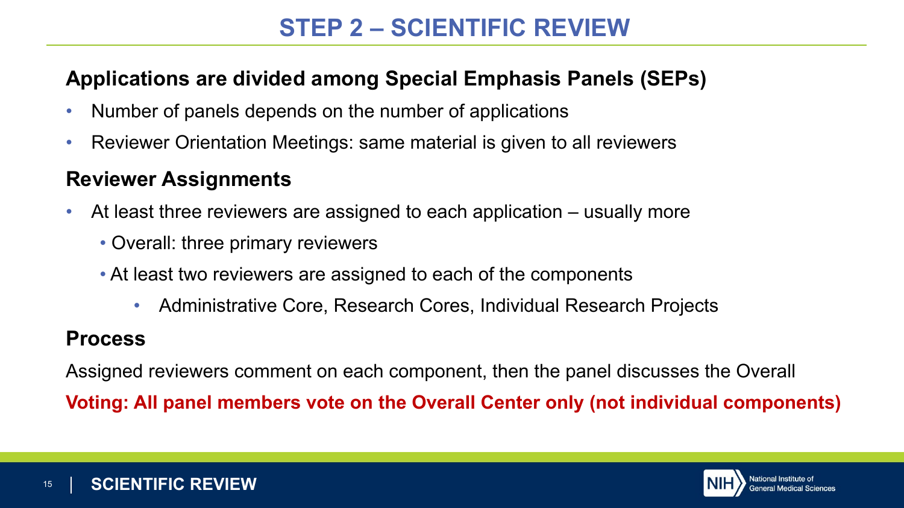# STEP 2 – SCIENTIFIC REVIEW

## Applications are divided among Special Emphasis Panels (SEPs)

- Number of panels depends on the number of applications
- Reviewer Orientation Meetings: same material is given to all reviewers

## Reviewer Assignments

- At least three reviewers are assigned to each application – usually more
  - Overall: three primary reviewers
  - At least two reviewers are assigned to each of the components
    - Administrative Core, Research Cores, Individual Research Projects

## Process

Assigned reviewers comment on each component, then the panel discusses the Overall

**Voting: All panel members vote on the Overall Center only (not individual components)**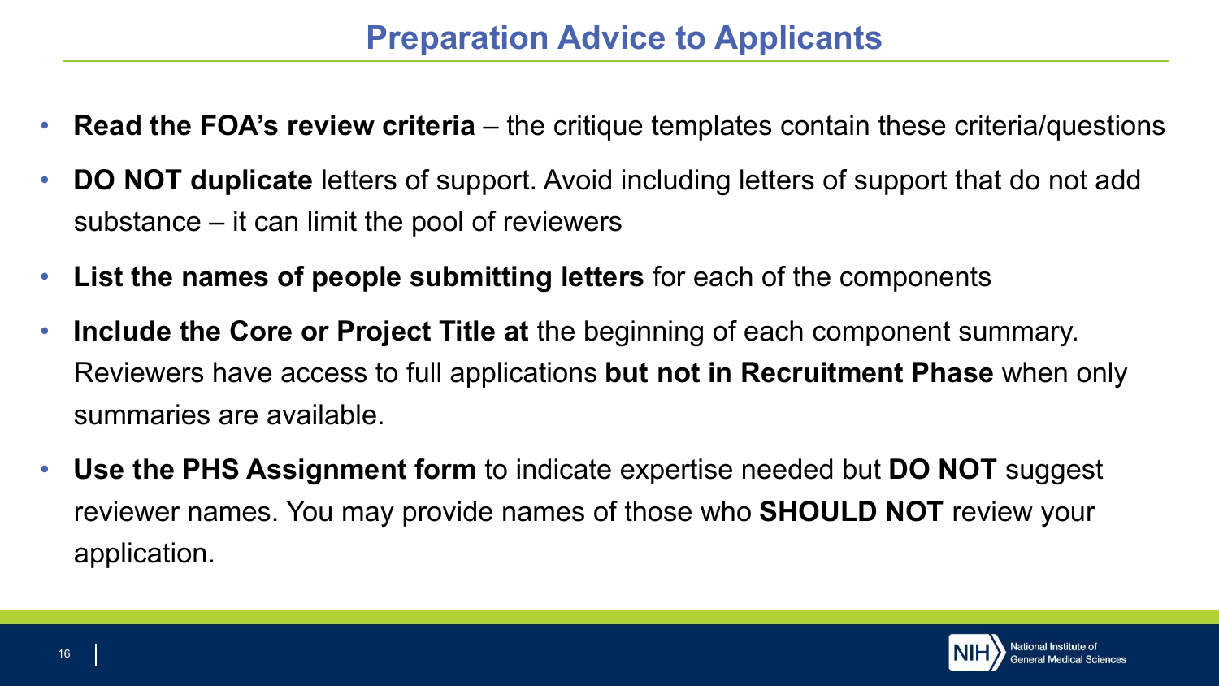# Preparation Advice to Applicants

- **Read the FOA's review criteria** – the critique templates contain these criteria/questions
- **DO NOT duplicate** letters of support. Avoid including letters of support that do not add substance – it can limit the pool of reviewers
- **List the names of people submitting letters** for each of the components
- **Include the Core or Project Title at** the beginning of each component summary. Reviewers have access to full applications **but not in Recruitment Phase** when only summaries are available.
- **Use the PHS Assignment form** to indicate expertise needed but **DO NOT** suggest reviewer names. You may provide names of those who **SHOULD NOT** review your application.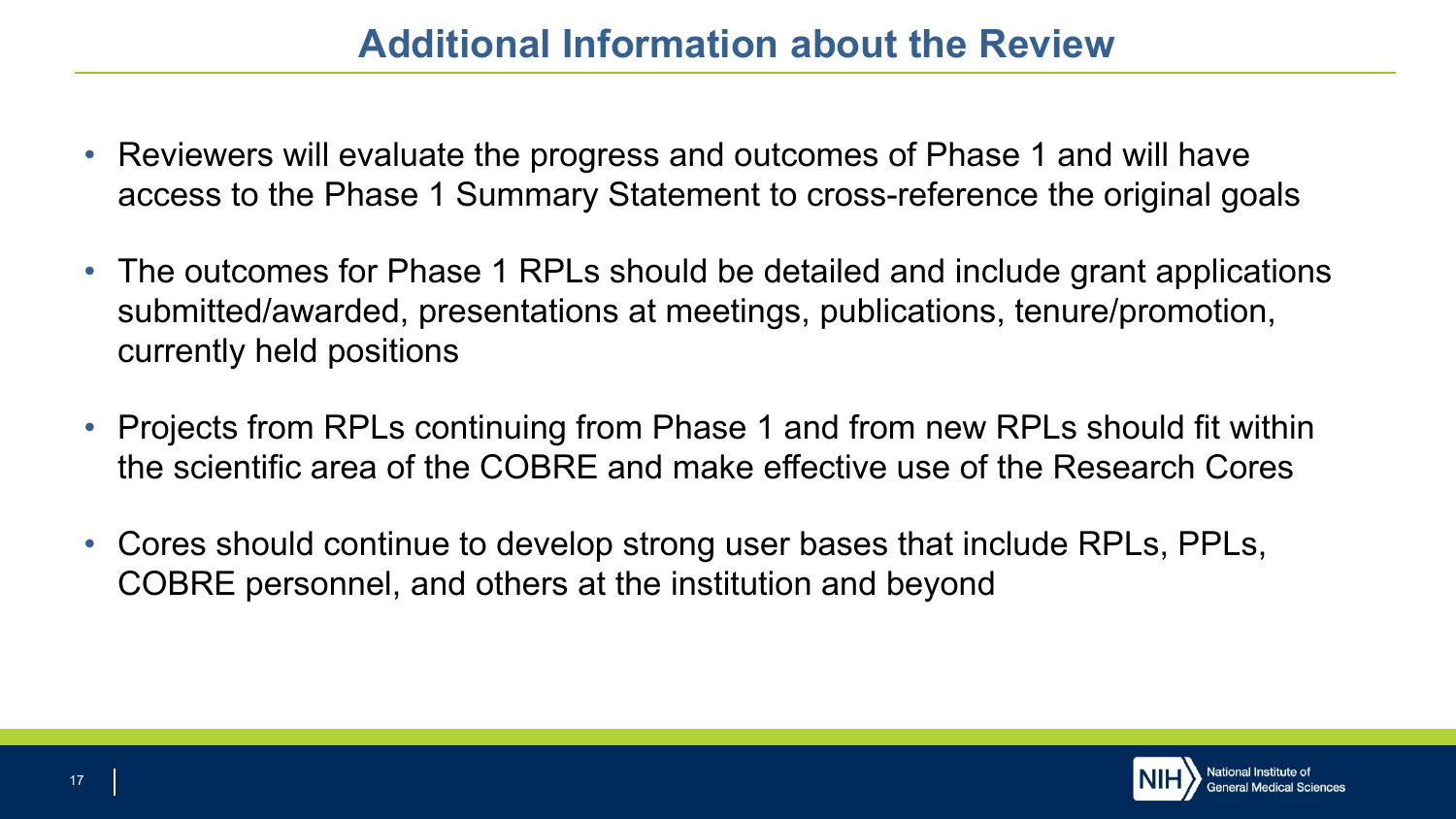# Additional Information about the Review

- Reviewers will evaluate the progress and outcomes of Phase 1 and will have access to the Phase 1 Summary Statement to cross-reference the original goals
- The outcomes for Phase 1 RPLs should be detailed and include grant applications submitted/awarded, presentations at meetings, publications, tenure/promotion, currently held positions
- Projects from RPLs continuing from Phase 1 and from new RPLs should fit within the scientific area of the COBRE and make effective use of the Research Cores
- Cores should continue to develop strong user bases that include RPLs, PPLs, COBRE personnel, and others at the institution and beyond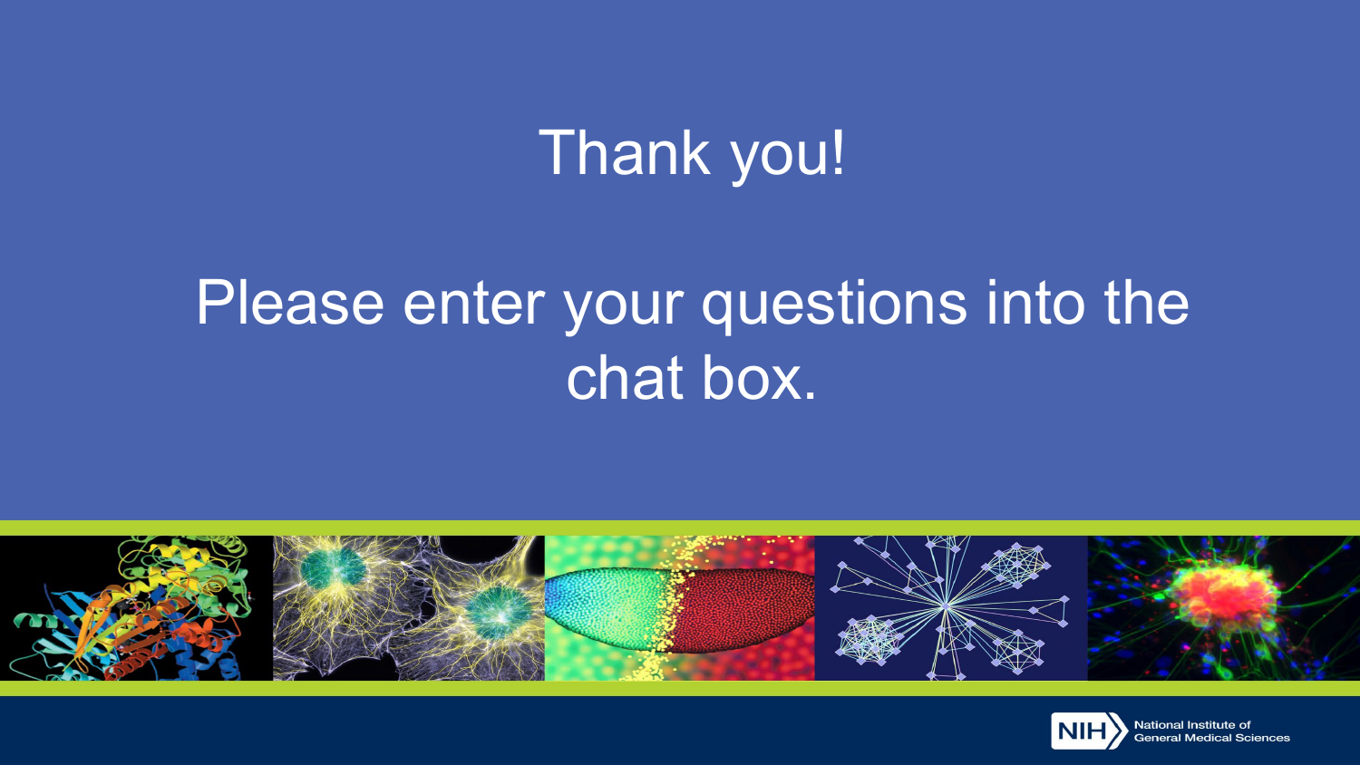# Thank you!

Please enter your questions into the chat box.